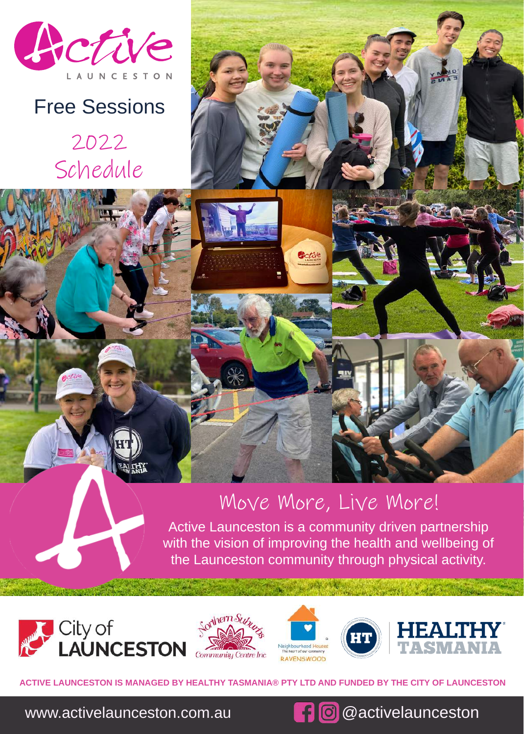# Active LAUNCESTON

## Free Sessions

## 2022 Schedule

## Move More, Live More!

Active Launceston is a community driven partnership with the vision of improving the health and wellbeing of the Launceston community through physical activity.

City of LAUNCESTON

Northern Suburbs Community Centre Inc

Neighbourhood Houses — The heart of our community — RAVENSWOOD

HEALTHY TASMANIA

**ACTIVE LAUNCESTON IS MANAGED BY HEALTHY TASMANIA® PTY LTD AND FUNDED BY THE CITY OF LAUNCESTON**

www.activelaunceston.com.au

@activelaunceston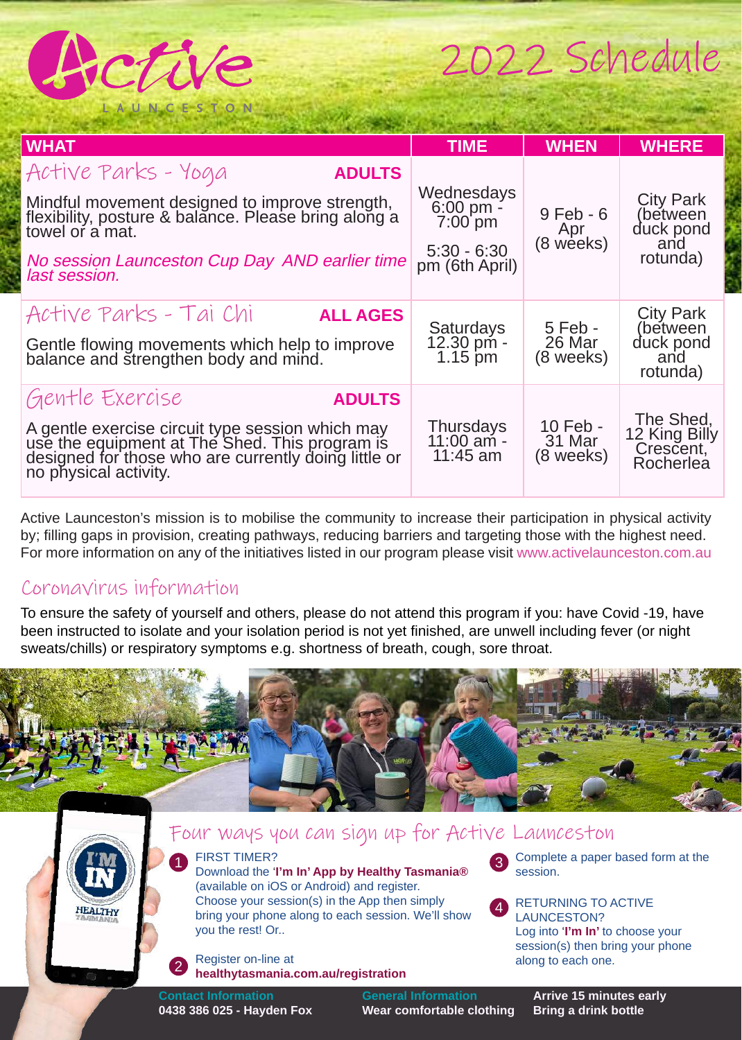# Active LAUNCESTON

# 2022 Schedule

| WHAT | TIME | WHEN | WHERE |
|---|---|---|---|
| **Active Parks - Yoga** **ADULTS** Mindful movement designed to improve strength, flexibility, posture & balance. Please bring along a towel or a mat. *No session Launceston Cup Day AND earlier time last session.* | Wednesdays 6:00 pm - 7:00 pm 5:30 - 6:30 pm (6th April) | 9 Feb - 6 Apr (8 weeks) | City Park (between duck pond and rotunda) |
| **Active Parks - Tai Chi** **ALL AGES** Gentle flowing movements which help to improve balance and strengthen body and mind. | Saturdays 12.30 pm - 1.15 pm | 5 Feb - 26 Mar (8 weeks) | City Park (between duck pond and rotunda) |
| **Gentle Exercise** **ADULTS** A gentle exercise circuit type session which may use the equipment at The Shed. This program is designed for those who are currently doing little or no physical activity. | Thursdays 11:00 am - 11:45 am | 10 Feb - 31 Mar (8 weeks) | The Shed, 12 King Billy Crescent, Rocherlea |

Active Launceston's mission is to mobilise the community to increase their participation in physical activity by; filling gaps in provision, creating pathways, reducing barriers and targeting those with the highest need. For more information on any of the initiatives listed in our program please visit www.activelaunceston.com.au

## Coronavirus information

To ensure the safety of yourself and others, please do not attend this program if you: have Covid -19, have been instructed to isolate and your isolation period is not yet finished, are unwell including fever (or night sweats/chills) or respiratory symptoms e.g. shortness of breath, cough, sore throat.

## Four ways you can sign up for Active Launceston

1. FIRST TIMER? Download the **'I'm In' App by Healthy Tasmania®** (available on iOS or Android) and register. Choose your session(s) in the App then simply bring your phone along to each session. We'll show you the rest! Or..
2. Register on-line at **healthytasmania.com.au/registration**
3. Complete a paper based form at the session.
4. RETURNING TO ACTIVE LAUNCESTON? Log into **'I'm In'** to choose your session(s) then bring your phone along to each one.

**Contact Information**
**0438 386 025 - Hayden Fox**

**General Information**
**Wear comfortable clothing**

**Arrive 15 minutes early**
**Bring a drink bottle**